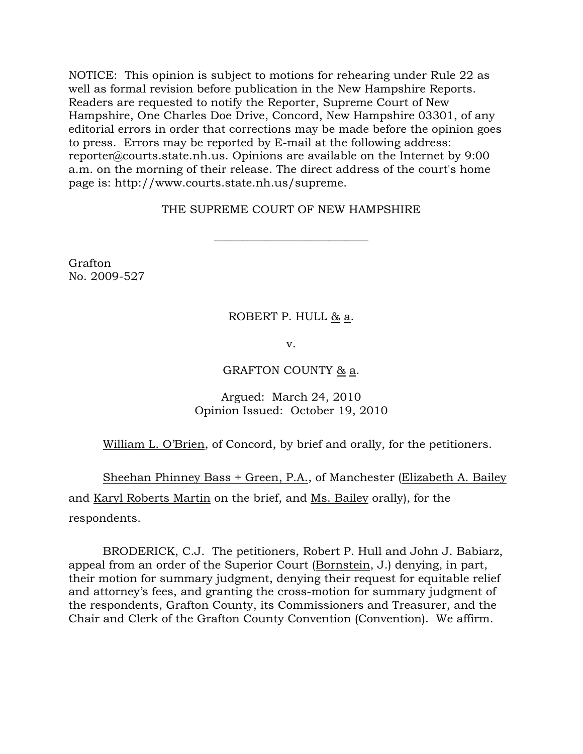NOTICE: This opinion is subject to motions for rehearing under Rule 22 as well as formal revision before publication in the New Hampshire Reports. Readers are requested to notify the Reporter, Supreme Court of New Hampshire, One Charles Doe Drive, Concord, New Hampshire 03301, of any editorial errors in order that corrections may be made before the opinion goes to press. Errors may be reported by E-mail at the following address: reporter@courts.state.nh.us. Opinions are available on the Internet by 9:00 a.m. on the morning of their release. The direct address of the court's home page is: http://www.courts.state.nh.us/supreme.

THE SUPREME COURT OF NEW HAMPSHIRE

---

Grafton
No. 2009-527

ROBERT P. HULL & a.

v.

GRAFTON COUNTY & a.

Argued: March 24, 2010
Opinion Issued: October 19, 2010

William L. O'Brien, of Concord, by brief and orally, for the petitioners.

Sheehan Phinney Bass + Green, P.A., of Manchester (Elizabeth A. Bailey and Karyl Roberts Martin on the brief, and Ms. Bailey orally), for the respondents.

BRODERICK, C.J. The petitioners, Robert P. Hull and John J. Babiarz, appeal from an order of the Superior Court (Bornstein, J.) denying, in part, their motion for summary judgment, denying their request for equitable relief and attorney's fees, and granting the cross-motion for summary judgment of the respondents, Grafton County, its Commissioners and Treasurer, and the Chair and Clerk of the Grafton County Convention (Convention). We affirm.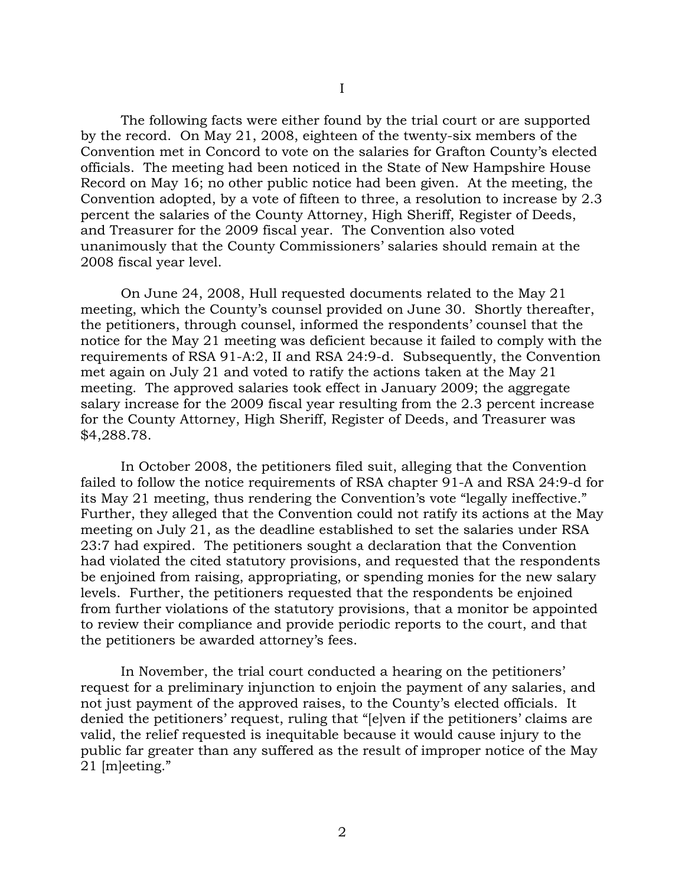# I

The following facts were either found by the trial court or are supported by the record. On May 21, 2008, eighteen of the twenty-six members of the Convention met in Concord to vote on the salaries for Grafton County's elected officials. The meeting had been noticed in the State of New Hampshire House Record on May 16; no other public notice had been given. At the meeting, the Convention adopted, by a vote of fifteen to three, a resolution to increase by 2.3 percent the salaries of the County Attorney, High Sheriff, Register of Deeds, and Treasurer for the 2009 fiscal year. The Convention also voted unanimously that the County Commissioners' salaries should remain at the 2008 fiscal year level.

On June 24, 2008, Hull requested documents related to the May 21 meeting, which the County's counsel provided on June 30. Shortly thereafter, the petitioners, through counsel, informed the respondents' counsel that the notice for the May 21 meeting was deficient because it failed to comply with the requirements of RSA 91-A:2, II and RSA 24:9-d. Subsequently, the Convention met again on July 21 and voted to ratify the actions taken at the May 21 meeting. The approved salaries took effect in January 2009; the aggregate salary increase for the 2009 fiscal year resulting from the 2.3 percent increase for the County Attorney, High Sheriff, Register of Deeds, and Treasurer was $4,288.78.

In October 2008, the petitioners filed suit, alleging that the Convention failed to follow the notice requirements of RSA chapter 91-A and RSA 24:9-d for its May 21 meeting, thus rendering the Convention's vote "legally ineffective." Further, they alleged that the Convention could not ratify its actions at the May meeting on July 21, as the deadline established to set the salaries under RSA 23:7 had expired. The petitioners sought a declaration that the Convention had violated the cited statutory provisions, and requested that the respondents be enjoined from raising, appropriating, or spending monies for the new salary levels. Further, the petitioners requested that the respondents be enjoined from further violations of the statutory provisions, that a monitor be appointed to review their compliance and provide periodic reports to the court, and that the petitioners be awarded attorney's fees.

In November, the trial court conducted a hearing on the petitioners' request for a preliminary injunction to enjoin the payment of any salaries, and not just payment of the approved raises, to the County's elected officials. It denied the petitioners' request, ruling that "[e]ven if the petitioners' claims are valid, the relief requested is inequitable because it would cause injury to the public far greater than any suffered as the result of improper notice of the May 21 [m]eeting."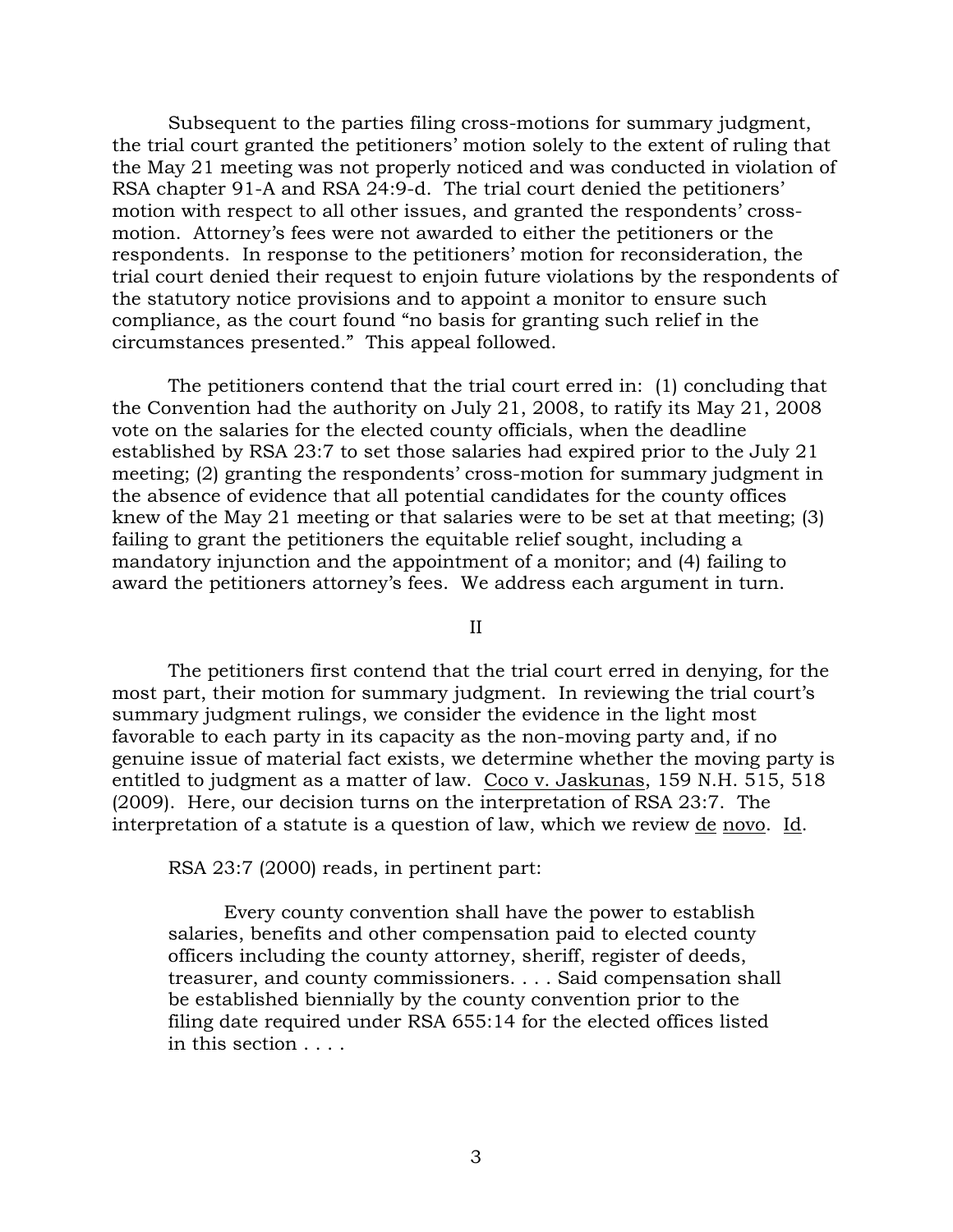Subsequent to the parties filing cross-motions for summary judgment, the trial court granted the petitioners' motion solely to the extent of ruling that the May 21 meeting was not properly noticed and was conducted in violation of RSA chapter 91-A and RSA 24:9-d. The trial court denied the petitioners' motion with respect to all other issues, and granted the respondents' cross-motion. Attorney's fees were not awarded to either the petitioners or the respondents. In response to the petitioners' motion for reconsideration, the trial court denied their request to enjoin future violations by the respondents of the statutory notice provisions and to appoint a monitor to ensure such compliance, as the court found "no basis for granting such relief in the circumstances presented." This appeal followed.

The petitioners contend that the trial court erred in: (1) concluding that the Convention had the authority on July 21, 2008, to ratify its May 21, 2008 vote on the salaries for the elected county officials, when the deadline established by RSA 23:7 to set those salaries had expired prior to the July 21 meeting; (2) granting the respondents' cross-motion for summary judgment in the absence of evidence that all potential candidates for the county offices knew of the May 21 meeting or that salaries were to be set at that meeting; (3) failing to grant the petitioners the equitable relief sought, including a mandatory injunction and the appointment of a monitor; and (4) failing to award the petitioners attorney's fees. We address each argument in turn.

## II

The petitioners first contend that the trial court erred in denying, for the most part, their motion for summary judgment. In reviewing the trial court's summary judgment rulings, we consider the evidence in the light most favorable to each party in its capacity as the non-moving party and, if no genuine issue of material fact exists, we determine whether the moving party is entitled to judgment as a matter of law. Coco v. Jaskunas, 159 N.H. 515, 518 (2009). Here, our decision turns on the interpretation of RSA 23:7. The interpretation of a statute is a question of law, which we review de novo. Id.

RSA 23:7 (2000) reads, in pertinent part:

> Every county convention shall have the power to establish salaries, benefits and other compensation paid to elected county officers including the county attorney, sheriff, register of deeds, treasurer, and county commissioners. . . . Said compensation shall be established biennially by the county convention prior to the filing date required under RSA 655:14 for the elected offices listed in this section . . . .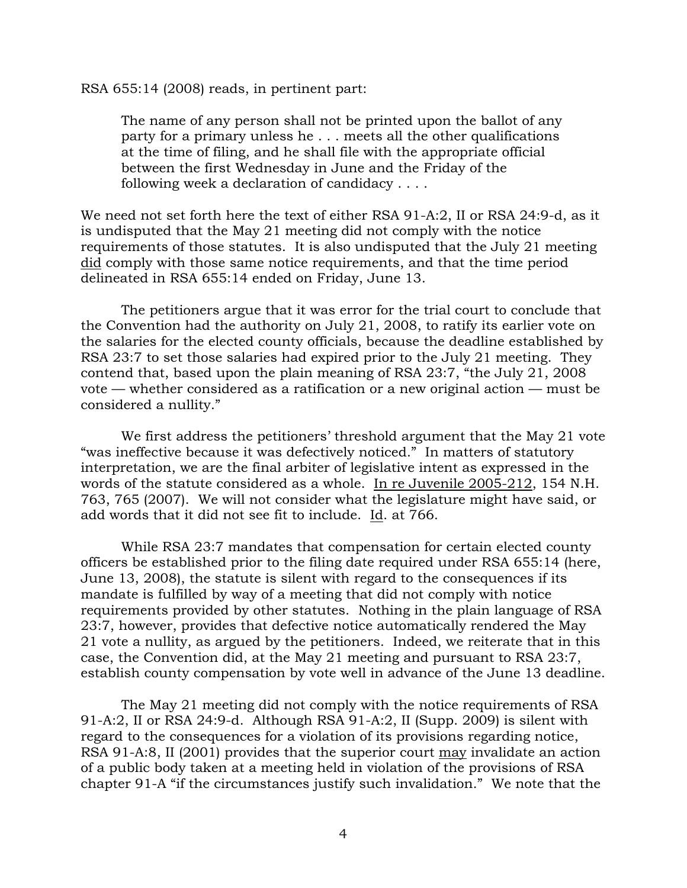RSA 655:14 (2008) reads, in pertinent part:

> The name of any person shall not be printed upon the ballot of any party for a primary unless he . . . meets all the other qualifications at the time of filing, and he shall file with the appropriate official between the first Wednesday in June and the Friday of the following week a declaration of candidacy . . . .

We need not set forth here the text of either RSA 91-A:2, II or RSA 24:9-d, as it is undisputed that the May 21 meeting did not comply with the notice requirements of those statutes. It is also undisputed that the July 21 meeting did comply with those same notice requirements, and that the time period delineated in RSA 655:14 ended on Friday, June 13.

The petitioners argue that it was error for the trial court to conclude that the Convention had the authority on July 21, 2008, to ratify its earlier vote on the salaries for the elected county officials, because the deadline established by RSA 23:7 to set those salaries had expired prior to the July 21 meeting. They contend that, based upon the plain meaning of RSA 23:7, "the July 21, 2008 vote — whether considered as a ratification or a new original action — must be considered a nullity."

We first address the petitioners' threshold argument that the May 21 vote "was ineffective because it was defectively noticed." In matters of statutory interpretation, we are the final arbiter of legislative intent as expressed in the words of the statute considered as a whole. In re Juvenile 2005-212, 154 N.H. 763, 765 (2007). We will not consider what the legislature might have said, or add words that it did not see fit to include. Id. at 766.

While RSA 23:7 mandates that compensation for certain elected county officers be established prior to the filing date required under RSA 655:14 (here, June 13, 2008), the statute is silent with regard to the consequences if its mandate is fulfilled by way of a meeting that did not comply with notice requirements provided by other statutes. Nothing in the plain language of RSA 23:7, however, provides that defective notice automatically rendered the May 21 vote a nullity, as argued by the petitioners. Indeed, we reiterate that in this case, the Convention did, at the May 21 meeting and pursuant to RSA 23:7, establish county compensation by vote well in advance of the June 13 deadline.

The May 21 meeting did not comply with the notice requirements of RSA 91-A:2, II or RSA 24:9-d. Although RSA 91-A:2, II (Supp. 2009) is silent with regard to the consequences for a violation of its provisions regarding notice, RSA 91-A:8, II (2001) provides that the superior court may invalidate an action of a public body taken at a meeting held in violation of the provisions of RSA chapter 91-A "if the circumstances justify such invalidation." We note that the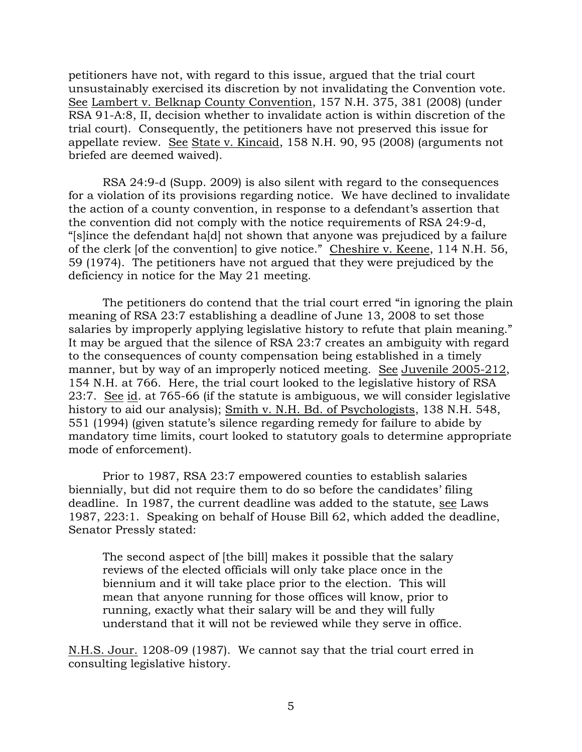petitioners have not, with regard to this issue, argued that the trial court unsustainably exercised its discretion by not invalidating the Convention vote. See Lambert v. Belknap County Convention, 157 N.H. 375, 381 (2008) (under RSA 91-A:8, II, decision whether to invalidate action is within discretion of the trial court). Consequently, the petitioners have not preserved this issue for appellate review. See State v. Kincaid, 158 N.H. 90, 95 (2008) (arguments not briefed are deemed waived).

RSA 24:9-d (Supp. 2009) is also silent with regard to the consequences for a violation of its provisions regarding notice. We have declined to invalidate the action of a county convention, in response to a defendant's assertion that the convention did not comply with the notice requirements of RSA 24:9-d, "[s]ince the defendant ha[d] not shown that anyone was prejudiced by a failure of the clerk [of the convention] to give notice." Cheshire v. Keene, 114 N.H. 56, 59 (1974). The petitioners have not argued that they were prejudiced by the deficiency in notice for the May 21 meeting.

The petitioners do contend that the trial court erred "in ignoring the plain meaning of RSA 23:7 establishing a deadline of June 13, 2008 to set those salaries by improperly applying legislative history to refute that plain meaning." It may be argued that the silence of RSA 23:7 creates an ambiguity with regard to the consequences of county compensation being established in a timely manner, but by way of an improperly noticed meeting. See Juvenile 2005-212, 154 N.H. at 766. Here, the trial court looked to the legislative history of RSA 23:7. See id. at 765-66 (if the statute is ambiguous, we will consider legislative history to aid our analysis); Smith v. N.H. Bd. of Psychologists, 138 N.H. 548, 551 (1994) (given statute's silence regarding remedy for failure to abide by mandatory time limits, court looked to statutory goals to determine appropriate mode of enforcement).

Prior to 1987, RSA 23:7 empowered counties to establish salaries biennially, but did not require them to do so before the candidates' filing deadline. In 1987, the current deadline was added to the statute, see Laws 1987, 223:1. Speaking on behalf of House Bill 62, which added the deadline, Senator Pressly stated:

> The second aspect of [the bill] makes it possible that the salary reviews of the elected officials will only take place once in the biennium and it will take place prior to the election. This will mean that anyone running for those offices will know, prior to running, exactly what their salary will be and they will fully understand that it will not be reviewed while they serve in office.

N.H.S. Jour. 1208-09 (1987). We cannot say that the trial court erred in consulting legislative history.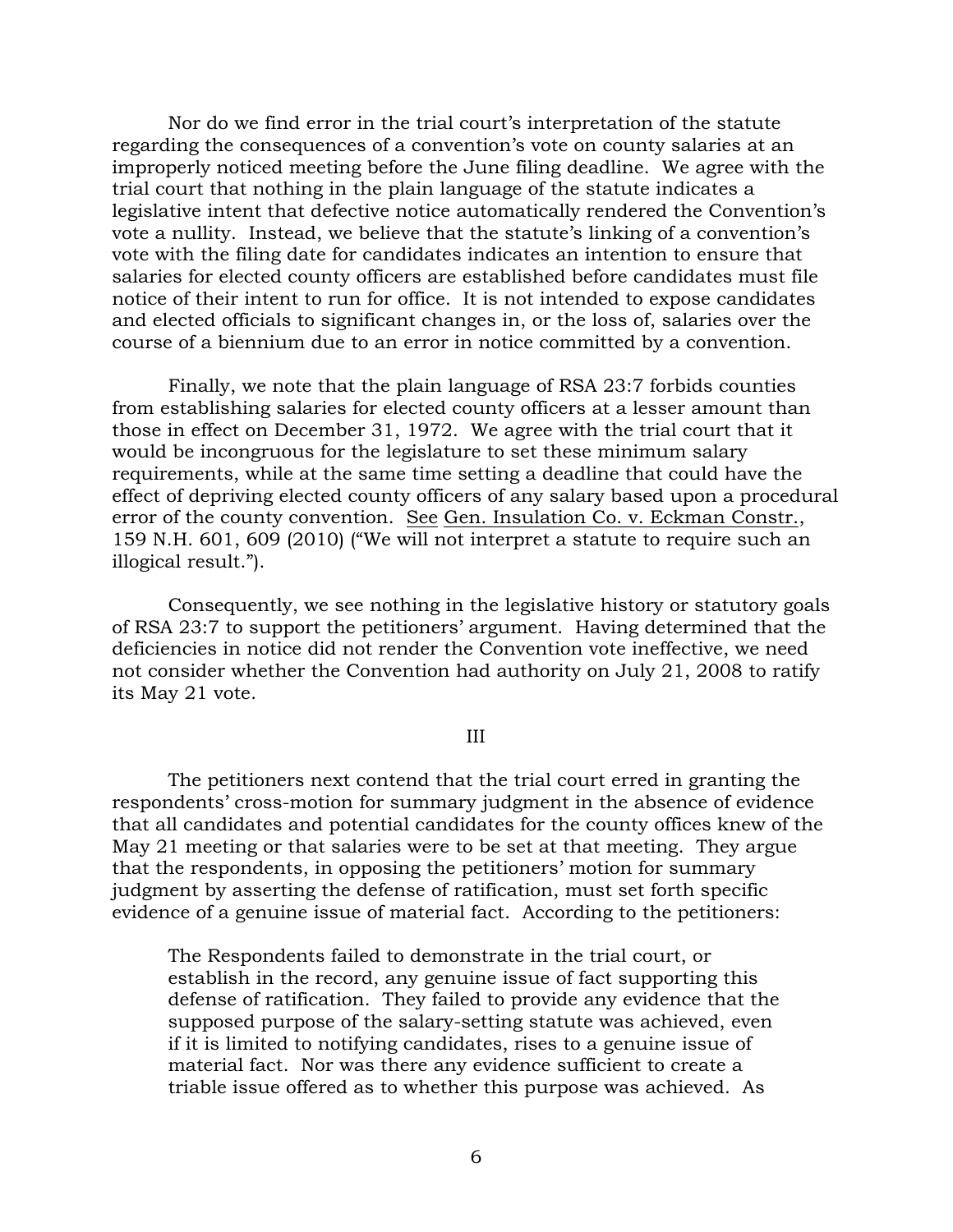Nor do we find error in the trial court's interpretation of the statute regarding the consequences of a convention's vote on county salaries at an improperly noticed meeting before the June filing deadline. We agree with the trial court that nothing in the plain language of the statute indicates a legislative intent that defective notice automatically rendered the Convention's vote a nullity. Instead, we believe that the statute's linking of a convention's vote with the filing date for candidates indicates an intention to ensure that salaries for elected county officers are established before candidates must file notice of their intent to run for office. It is not intended to expose candidates and elected officials to significant changes in, or the loss of, salaries over the course of a biennium due to an error in notice committed by a convention.

Finally, we note that the plain language of RSA 23:7 forbids counties from establishing salaries for elected county officers at a lesser amount than those in effect on December 31, 1972. We agree with the trial court that it would be incongruous for the legislature to set these minimum salary requirements, while at the same time setting a deadline that could have the effect of depriving elected county officers of any salary based upon a procedural error of the county convention. See Gen. Insulation Co. v. Eckman Constr., 159 N.H. 601, 609 (2010) ("We will not interpret a statute to require such an illogical result.").

Consequently, we see nothing in the legislative history or statutory goals of RSA 23:7 to support the petitioners' argument. Having determined that the deficiencies in notice did not render the Convention vote ineffective, we need not consider whether the Convention had authority on July 21, 2008 to ratify its May 21 vote.

## III

The petitioners next contend that the trial court erred in granting the respondents' cross-motion for summary judgment in the absence of evidence that all candidates and potential candidates for the county offices knew of the May 21 meeting or that salaries were to be set at that meeting. They argue that the respondents, in opposing the petitioners' motion for summary judgment by asserting the defense of ratification, must set forth specific evidence of a genuine issue of material fact. According to the petitioners:

> The Respondents failed to demonstrate in the trial court, or establish in the record, any genuine issue of fact supporting this defense of ratification. They failed to provide any evidence that the supposed purpose of the salary-setting statute was achieved, even if it is limited to notifying candidates, rises to a genuine issue of material fact. Nor was there any evidence sufficient to create a triable issue offered as to whether this purpose was achieved. As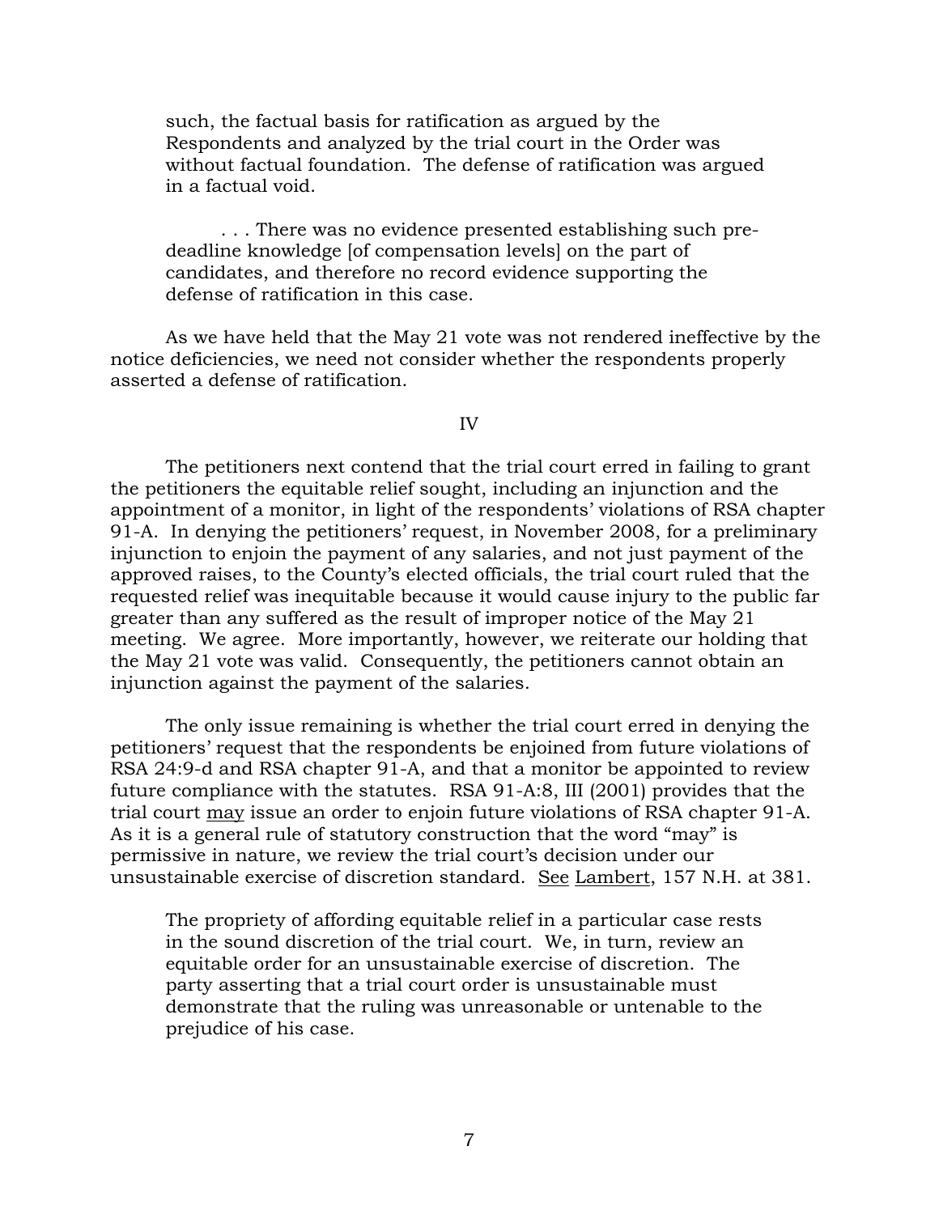> such, the factual basis for ratification as argued by the Respondents and analyzed by the trial court in the Order was without factual foundation. The defense of ratification was argued in a factual void.
>
> . . . There was no evidence presented establishing such pre-deadline knowledge [of compensation levels] on the part of candidates, and therefore no record evidence supporting the defense of ratification in this case.

As we have held that the May 21 vote was not rendered ineffective by the notice deficiencies, we need not consider whether the respondents properly asserted a defense of ratification.

## IV

The petitioners next contend that the trial court erred in failing to grant the petitioners the equitable relief sought, including an injunction and the appointment of a monitor, in light of the respondents' violations of RSA chapter 91-A. In denying the petitioners' request, in November 2008, for a preliminary injunction to enjoin the payment of any salaries, and not just payment of the approved raises, to the County's elected officials, the trial court ruled that the requested relief was inequitable because it would cause injury to the public far greater than any suffered as the result of improper notice of the May 21 meeting. We agree. More importantly, however, we reiterate our holding that the May 21 vote was valid. Consequently, the petitioners cannot obtain an injunction against the payment of the salaries.

The only issue remaining is whether the trial court erred in denying the petitioners' request that the respondents be enjoined from future violations of RSA 24:9-d and RSA chapter 91-A, and that a monitor be appointed to review future compliance with the statutes. RSA 91-A:8, III (2001) provides that the trial court may issue an order to enjoin future violations of RSA chapter 91-A. As it is a general rule of statutory construction that the word "may" is permissive in nature, we review the trial court's decision under our unsustainable exercise of discretion standard. See Lambert, 157 N.H. at 381.

> The propriety of affording equitable relief in a particular case rests in the sound discretion of the trial court. We, in turn, review an equitable order for an unsustainable exercise of discretion. The party asserting that a trial court order is unsustainable must demonstrate that the ruling was unreasonable or untenable to the prejudice of his case.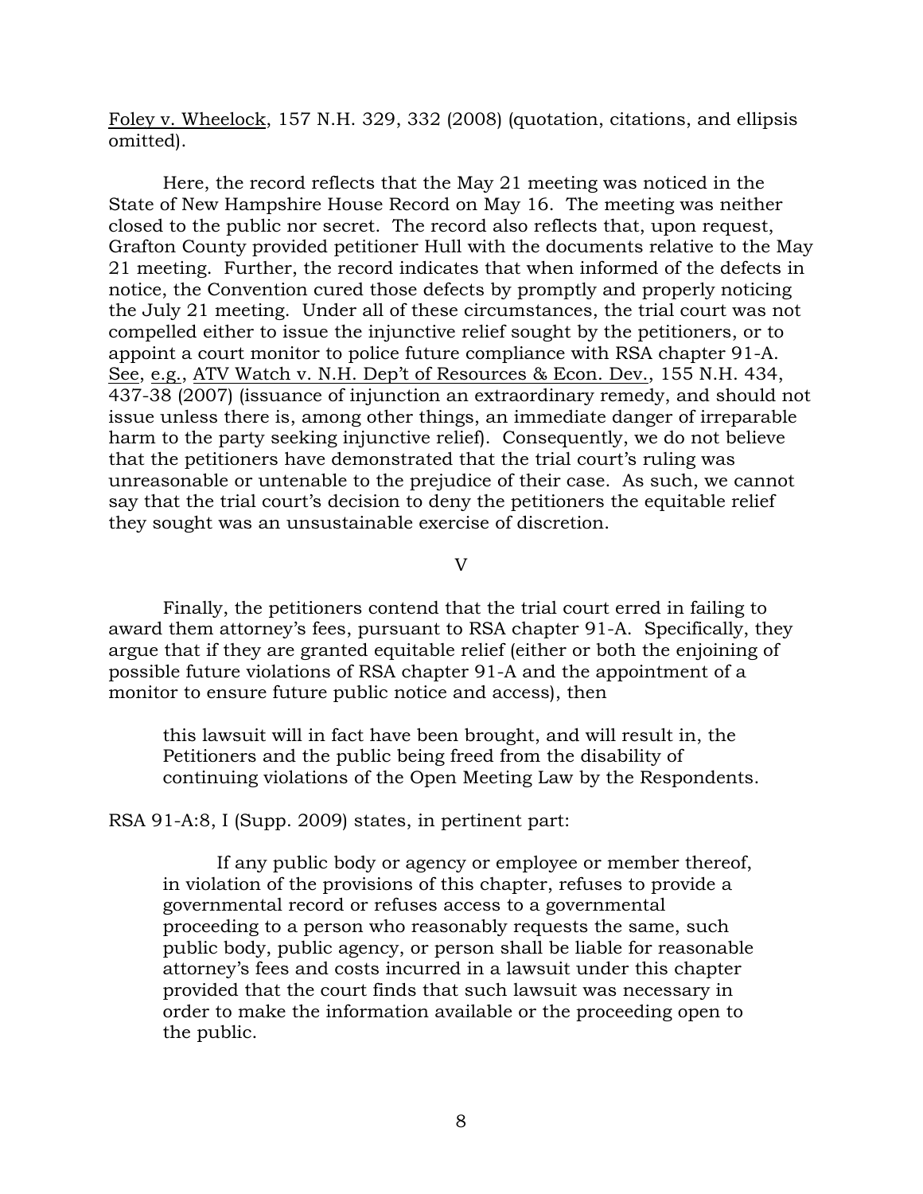Foley v. Wheelock, 157 N.H. 329, 332 (2008) (quotation, citations, and ellipsis omitted).

Here, the record reflects that the May 21 meeting was noticed in the State of New Hampshire House Record on May 16. The meeting was neither closed to the public nor secret. The record also reflects that, upon request, Grafton County provided petitioner Hull with the documents relative to the May 21 meeting. Further, the record indicates that when informed of the defects in notice, the Convention cured those defects by promptly and properly noticing the July 21 meeting. Under all of these circumstances, the trial court was not compelled either to issue the injunctive relief sought by the petitioners, or to appoint a court monitor to police future compliance with RSA chapter 91-A. See, e.g., ATV Watch v. N.H. Dep't of Resources & Econ. Dev., 155 N.H. 434, 437-38 (2007) (issuance of injunction an extraordinary remedy, and should not issue unless there is, among other things, an immediate danger of irreparable harm to the party seeking injunctive relief). Consequently, we do not believe that the petitioners have demonstrated that the trial court's ruling was unreasonable or untenable to the prejudice of their case. As such, we cannot say that the trial court's decision to deny the petitioners the equitable relief they sought was an unsustainable exercise of discretion.

V

Finally, the petitioners contend that the trial court erred in failing to award them attorney's fees, pursuant to RSA chapter 91-A. Specifically, they argue that if they are granted equitable relief (either or both the enjoining of possible future violations of RSA chapter 91-A and the appointment of a monitor to ensure future public notice and access), then

> this lawsuit will in fact have been brought, and will result in, the Petitioners and the public being freed from the disability of continuing violations of the Open Meeting Law by the Respondents.

RSA 91-A:8, I (Supp. 2009) states, in pertinent part:

> If any public body or agency or employee or member thereof, in violation of the provisions of this chapter, refuses to provide a governmental record or refuses access to a governmental proceeding to a person who reasonably requests the same, such public body, public agency, or person shall be liable for reasonable attorney's fees and costs incurred in a lawsuit under this chapter provided that the court finds that such lawsuit was necessary in order to make the information available or the proceeding open to the public.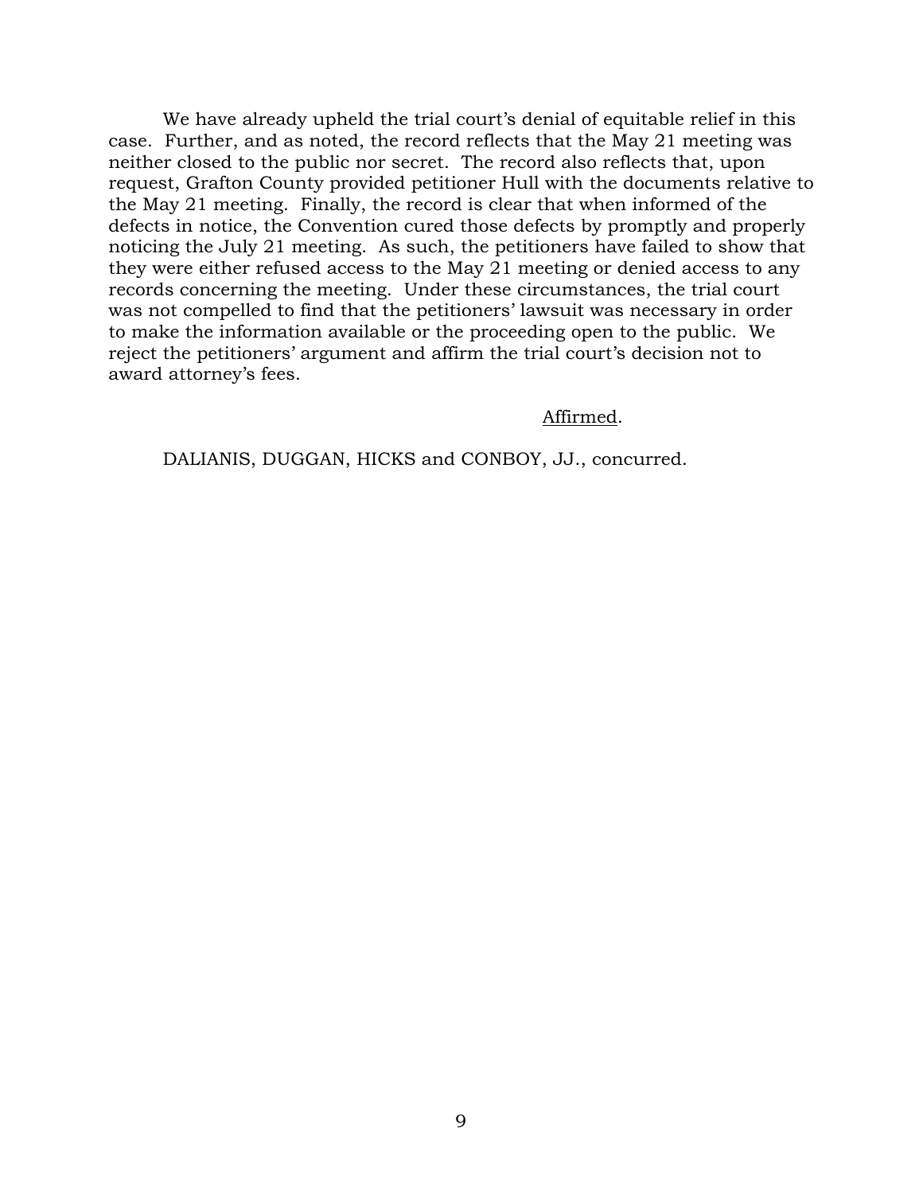We have already upheld the trial court's denial of equitable relief in this case. Further, and as noted, the record reflects that the May 21 meeting was neither closed to the public nor secret. The record also reflects that, upon request, Grafton County provided petitioner Hull with the documents relative to the May 21 meeting. Finally, the record is clear that when informed of the defects in notice, the Convention cured those defects by promptly and properly noticing the July 21 meeting. As such, the petitioners have failed to show that they were either refused access to the May 21 meeting or denied access to any records concerning the meeting. Under these circumstances, the trial court was not compelled to find that the petitioners' lawsuit was necessary in order to make the information available or the proceeding open to the public. We reject the petitioners' argument and affirm the trial court's decision not to award attorney's fees.

Affirmed.

DALIANIS, DUGGAN, HICKS and CONBOY, JJ., concurred.